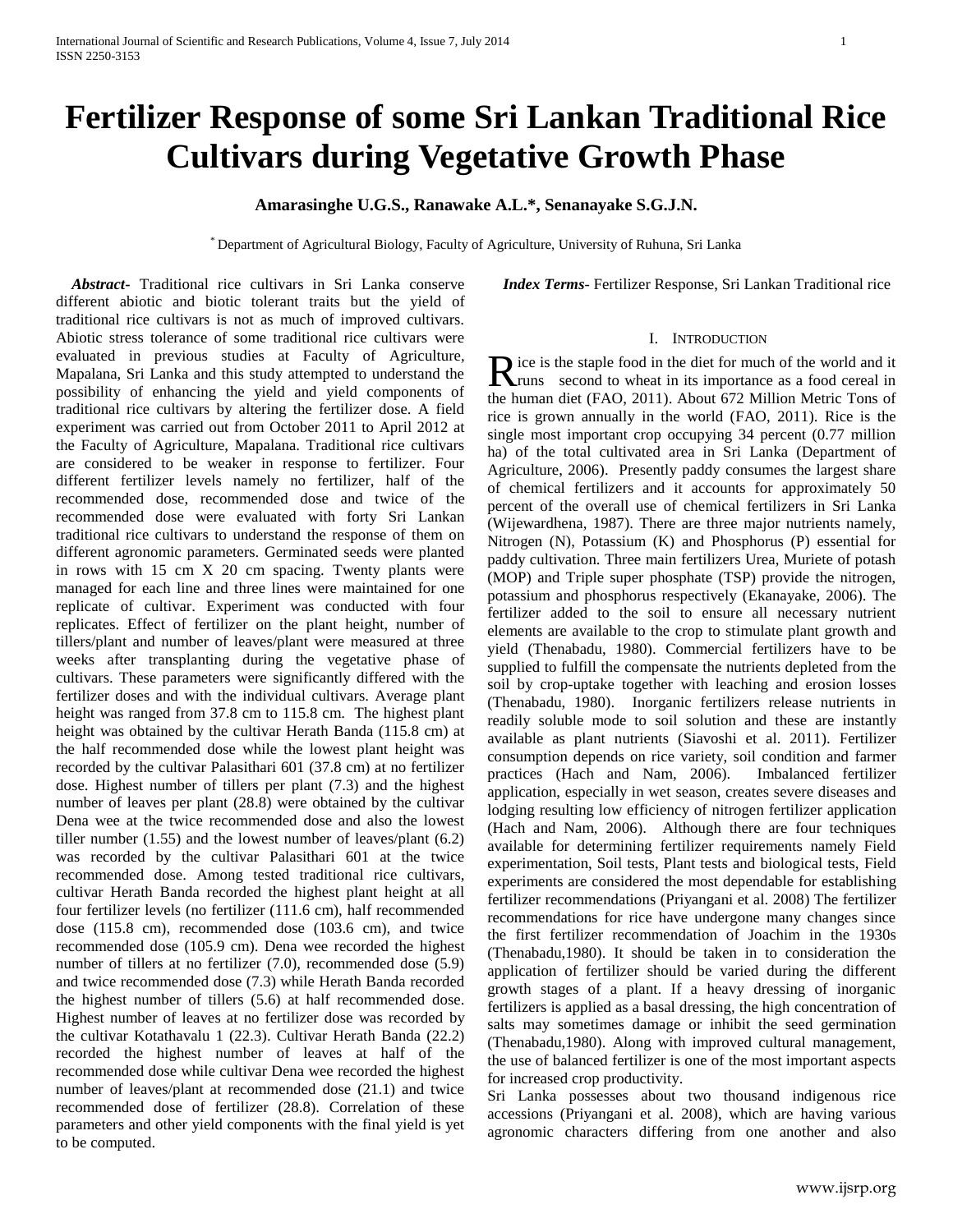# Fertilizer Response of some Sri Lankan Traditional Rice Cultivars during Vegetative Growth Phase

**Amarasinghe U.G.S., Ranawake A.L.*, Senanayake S.G.J.N.**

* Department of Agricultural Biology, Faculty of Agriculture, University of Ruhuna, Sri Lanka

***Abstract***- Traditional rice cultivars in Sri Lanka conserve different abiotic and biotic tolerant traits but the yield of traditional rice cultivars is not as much of improved cultivars. Abiotic stress tolerance of some traditional rice cultivars were evaluated in previous studies at Faculty of Agriculture, Mapalana, Sri Lanka and this study attempted to understand the possibility of enhancing the yield and yield components of traditional rice cultivars by altering the fertilizer dose. A field experiment was carried out from October 2011 to April 2012 at the Faculty of Agriculture, Mapalana. Traditional rice cultivars are considered to be weaker in response to fertilizer. Four different fertilizer levels namely no fertilizer, half of the recommended dose, recommended dose and twice of the recommended dose were evaluated with forty Sri Lankan traditional rice cultivars to understand the response of them on different agronomic parameters. Germinated seeds were planted in rows with 15 cm X 20 cm spacing. Twenty plants were managed for each line and three lines were maintained for one replicate of cultivar. Experiment was conducted with four replicates. Effect of fertilizer on the plant height, number of tillers/plant and number of leaves/plant were measured at three weeks after transplanting during the vegetative phase of cultivars. These parameters were significantly differed with the fertilizer doses and with the individual cultivars. Average plant height was ranged from 37.8 cm to 115.8 cm. The highest plant height was obtained by the cultivar Herath Banda (115.8 cm) at the half recommended dose while the lowest plant height was recorded by the cultivar Palasithari 601 (37.8 cm) at no fertilizer dose. Highest number of tillers per plant (7.3) and the highest number of leaves per plant (28.8) were obtained by the cultivar Dena wee at the twice recommended dose and also the lowest tiller number (1.55) and the lowest number of leaves/plant (6.2) was recorded by the cultivar Palasithari 601 at the twice recommended dose. Among tested traditional rice cultivars, cultivar Herath Banda recorded the highest plant height at all four fertilizer levels (no fertilizer (111.6 cm), half recommended dose (115.8 cm), recommended dose (103.6 cm), and twice recommended dose (105.9 cm). Dena wee recorded the highest number of tillers at no fertilizer (7.0), recommended dose (5.9) and twice recommended dose (7.3) while Herath Banda recorded the highest number of tillers (5.6) at half recommended dose. Highest number of leaves at no fertilizer dose was recorded by the cultivar Kotathavalu 1 (22.3). Cultivar Herath Banda (22.2) recorded the highest number of leaves at half of the recommended dose while cultivar Dena wee recorded the highest number of leaves/plant at recommended dose (21.1) and twice recommended dose of fertilizer (28.8). Correlation of these parameters and other yield components with the final yield is yet to be computed.

***Index Terms***- Fertilizer Response, Sri Lankan Traditional rice

## I. Introduction

Rice is the staple food in the diet for much of the world and it runs second to wheat in its importance as a food cereal in the human diet (FAO, 2011). About 672 Million Metric Tons of rice is grown annually in the world (FAO, 2011). Rice is the single most important crop occupying 34 percent (0.77 million ha) of the total cultivated area in Sri Lanka (Department of Agriculture, 2006). Presently paddy consumes the largest share of chemical fertilizers and it accounts for approximately 50 percent of the overall use of chemical fertilizers in Sri Lanka (Wijewardhena, 1987). There are three major nutrients namely, Nitrogen (N), Potassium (K) and Phosphorus (P) essential for paddy cultivation. Three main fertilizers Urea, Muriete of potash (MOP) and Triple super phosphate (TSP) provide the nitrogen, potassium and phosphorus respectively (Ekanayake, 2006). The fertilizer added to the soil to ensure all necessary nutrient elements are available to the crop to stimulate plant growth and yield (Thenabadu, 1980). Commercial fertilizers have to be supplied to fulfill the compensate the nutrients depleted from the soil by crop-uptake together with leaching and erosion losses (Thenabadu, 1980). Inorganic fertilizers release nutrients in readily soluble mode to soil solution and these are instantly available as plant nutrients (Siavoshi et al. 2011). Fertilizer consumption depends on rice variety, soil condition and farmer practices (Hach and Nam, 2006). Imbalanced fertilizer application, especially in wet season, creates severe diseases and lodging resulting low efficiency of nitrogen fertilizer application (Hach and Nam, 2006). Although there are four techniques available for determining fertilizer requirements namely Field experimentation, Soil tests, Plant tests and biological tests, Field experiments are considered the most dependable for establishing fertilizer recommendations (Priyangani et al. 2008) The fertilizer recommendations for rice have undergone many changes since the first fertilizer recommendation of Joachim in the 1930s (Thenabadu,1980). It should be taken in to consideration the application of fertilizer should be varied during the different growth stages of a plant. If a heavy dressing of inorganic fertilizers is applied as a basal dressing, the high concentration of salts may sometimes damage or inhibit the seed germination (Thenabadu,1980). Along with improved cultural management, the use of balanced fertilizer is one of the most important aspects for increased crop productivity.

Sri Lanka possesses about two thousand indigenous rice accessions (Priyangani et al. 2008), which are having various agronomic characters differing from one another and also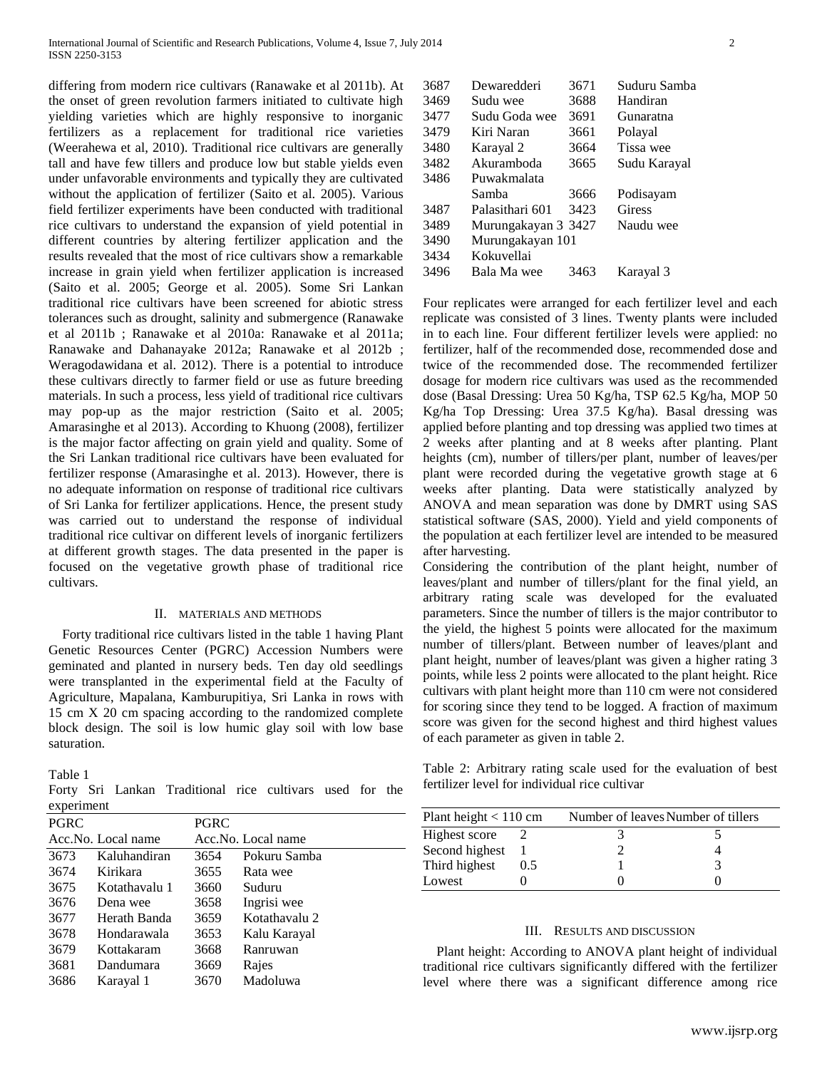differing from modern rice cultivars (Ranawake et al 2011b). At the onset of green revolution farmers initiated to cultivate high yielding varieties which are highly responsive to inorganic fertilizers as a replacement for traditional rice varieties (Weerahewa et al, 2010). Traditional rice cultivars are generally tall and have few tillers and produce low but stable yields even under unfavorable environments and typically they are cultivated without the application of fertilizer (Saito et al. 2005). Various field fertilizer experiments have been conducted with traditional rice cultivars to understand the expansion of yield potential in different countries by altering fertilizer application and the results revealed that the most of rice cultivars show a remarkable increase in grain yield when fertilizer application is increased (Saito et al. 2005; George et al. 2005). Some Sri Lankan traditional rice cultivars have been screened for abiotic stress tolerances such as drought, salinity and submergence (Ranawake et al 2011b ; Ranawake et al 2010a: Ranawake et al 2011a; Ranawake and Dahanayake 2012a; Ranawake et al 2012b ; Weragodawidana et al. 2012). There is a potential to introduce these cultivars directly to farmer field or use as future breeding materials. In such a process, less yield of traditional rice cultivars may pop-up as the major restriction (Saito et al. 2005; Amarasinghe et al 2013). According to Khuong (2008), fertilizer is the major factor affecting on grain yield and quality. Some of the Sri Lankan traditional rice cultivars have been evaluated for fertilizer response (Amarasinghe et al. 2013). However, there is no adequate information on response of traditional rice cultivars of Sri Lanka for fertilizer applications. Hence, the present study was carried out to understand the response of individual traditional rice cultivar on different levels of inorganic fertilizers at different growth stages. The data presented in the paper is focused on the vegetative growth phase of traditional rice cultivars.

## II. Materials and Methods

Forty traditional rice cultivars listed in the table 1 having Plant Genetic Resources Center (PGRC) Accession Numbers were geminated and planted in nursery beds. Ten day old seedlings were transplanted in the experimental field at the Faculty of Agriculture, Mapalana, Kamburupitiya, Sri Lanka in rows with 15 cm X 20 cm spacing according to the randomized complete block design. The soil is low humic glay soil with low base saturation.

Table 1
Forty Sri Lankan Traditional rice cultivars used for the experiment

| PGRC Acc.No. | Local name | PGRC Acc.No. | Local name |
|---|---|---|---|
| 3673 | Kaluhandiran | 3654 | Pokuru Samba |
| 3674 | Kirikara | 3655 | Rata wee |
| 3675 | Kotathavalu 1 | 3660 | Suduru |
| 3676 | Dena wee | 3658 | Ingrisi wee |
| 3677 | Herath Banda | 3659 | Kotathavalu 2 |
| 3678 | Hondarawala | 3653 | Kalu Karayal |
| 3679 | Kottakaram | 3668 | Ranruwan |
| 3681 | Dandumara | 3669 | Rajes |
| 3686 | Karayal 1 | 3670 | Madoluwa |
| 3687 | Dewaredderi | 3671 | Suduru Samba |
| 3469 | Sudu wee | 3688 | Handiran |
| 3477 | Sudu Goda wee | 3691 | Gunaratna |
| 3479 | Kiri Naran | 3661 | Polayal |
| 3480 | Karayal 2 | 3664 | Tissa wee |
| 3482 | Akuramboda | 3665 | Sudu Karayal |
| 3486 | Puwakmalata Samba | 3666 | Podisayam |
| 3487 | Palasithari 601 | 3423 | Giress |
| 3489 | Murungakayan 3 | 3427 | Naudu wee |
| 3490 | Murungakayan 101 | | |
| 3434 | Kokuvellai | | |
| 3496 | Bala Ma wee | 3463 | Karayal 3 |

Four replicates were arranged for each fertilizer level and each replicate was consisted of 3 lines. Twenty plants were included in to each line. Four different fertilizer levels were applied: no fertilizer, half of the recommended dose, recommended dose and twice of the recommended dose. The recommended fertilizer dosage for modern rice cultivars was used as the recommended dose (Basal Dressing: Urea 50 Kg/ha, TSP 62.5 Kg/ha, MOP 50 Kg/ha Top Dressing: Urea 37.5 Kg/ha). Basal dressing was applied before planting and top dressing was applied two times at 2 weeks after planting and at 8 weeks after planting. Plant heights (cm), number of tillers/per plant, number of leaves/per plant were recorded during the vegetative growth stage at 6 weeks after planting. Data were statistically analyzed by ANOVA and mean separation was done by DMRT using SAS statistical software (SAS, 2000). Yield and yield components of the population at each fertilizer level are intended to be measured after harvesting.

Considering the contribution of the plant height, number of leaves/plant and number of tillers/plant for the final yield, an arbitrary rating scale was developed for the evaluated parameters. Since the number of tillers is the major contributor to the yield, the highest 5 points were allocated for the maximum number of tillers/plant. Between number of leaves/plant and plant height, number of leaves/plant was given a higher rating 3 points, while less 2 points were allocated to the plant height. Rice cultivars with plant height more than 110 cm were not considered for scoring since they tend to be logged. A fraction of maximum score was given for the second highest and third highest values of each parameter as given in table 2.

Table 2: Arbitrary rating scale used for the evaluation of best fertilizer level for individual rice cultivar

| | Plant height < 110 cm | Number of leaves | Number of tillers |
|---|---|---|---|
| Highest score | 2 | 3 | 5 |
| Second highest | 1 | 2 | 4 |
| Third highest | 0.5 | 1 | 3 |
| Lowest | 0 | 0 | 0 |

## III. Results and Discussion

Plant height: According to ANOVA plant height of individual traditional rice cultivars significantly differed with the fertilizer level where there was a significant difference among rice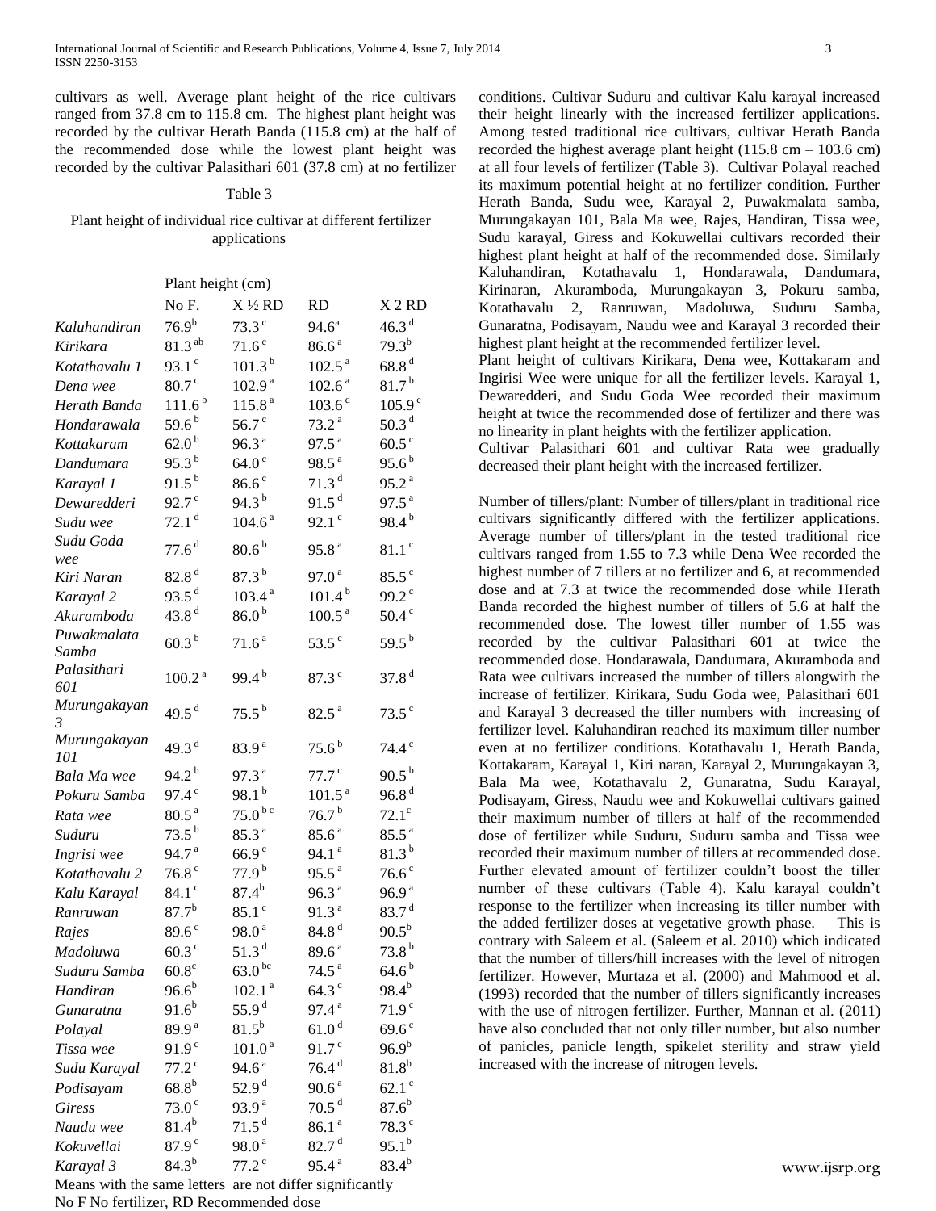cultivars as well. Average plant height of the rice cultivars ranged from 37.8 cm to 115.8 cm. The highest plant height was recorded by the cultivar Herath Banda (115.8 cm) at the half of the recommended dose while the lowest plant height was recorded by the cultivar Palasithari 601 (37.8 cm) at no fertilizer conditions. Cultivar Suduru and cultivar Kalu karayal increased their height linearly with the increased fertilizer applications. Among tested traditional rice cultivars, cultivar Herath Banda recorded the highest average plant height (115.8 cm – 103.6 cm) at all four levels of fertilizer (Table 3). Cultivar Polayal reached its maximum potential height at no fertilizer condition. Further Herath Banda, Sudu wee, Karayal 2, Puwakmalata samba, Murungakayan 101, Bala Ma wee, Rajes, Handiran, Tissa wee, Sudu karayal, Giress and Kokuwellai cultivars recorded their highest plant height at half of the recommended dose. Similarly Kaluhandiran, Kotathavalu 1, Hondarawala, Dandumara, Kirinaran, Akuramboda, Murungakayan 3, Pokuru samba, Kotathavalu 2, Ranruwan, Madoluwa, Suduru Samba, Gunaratna, Podisayam, Naudu wee and Karayal 3 recorded their highest plant height at the recommended fertilizer level.

Table 3

Plant height of individual rice cultivar at different fertilizer applications

| | Plant height (cm) | | | |
|---|---|---|---|---|
| | No F. | X ½ RD | RD | X 2 RD |
| *Kaluhandiran* | 76.9[b] | 73.3[c] | 94.6[a] | 46.3[d] |
| *Kirikara* | 81.3[ab] | 71.6[c] | 86.6[a] | 79.3[b] |
| *Kotathavalu 1* | 93.1[c] | 101.3[b] | 102.5[a] | 68.8[d] |
| *Dena wee* | 80.7[c] | 102.9[a] | 102.6[a] | 81.7[b] |
| *Herath Banda* | 111.6[b] | 115.8[a] | 103.6[d] | 105.9[c] |
| *Hondarawala* | 59.6[b] | 56.7[c] | 73.2[a] | 50.3[d] |
| *Kottakaram* | 62.0[b] | 96.3[a] | 97.5[a] | 60.5[c] |
| *Dandumara* | 95.3[b] | 64.0[c] | 98.5[a] | 95.6[b] |
| *Karayal 1* | 91.5[b] | 86.6[c] | 71.3[d] | 95.2[a] |
| *Dewaredderi* | 92.7[c] | 94.3[b] | 91.5[d] | 97.5[a] |
| *Sudu wee* | 72.1[d] | 104.6[a] | 92.1[c] | 98.4[b] |
| *Sudu Goda wee* | 77.6[d] | 80.6[b] | 95.8[a] | 81.1[c] |
| *Kiri Naran* | 82.8[d] | 87.3[b] | 97.0[a] | 85.5[c] |
| *Karayal 2* | 93.5[d] | 103.4[a] | 101.4[b] | 99.2[c] |
| *Akuramboda* | 43.8[d] | 86.0[b] | 100.5[a] | 50.4[c] |
| *Puwakmalata Samba* | 60.3[b] | 71.6[a] | 53.5[c] | 59.5[b] |
| *Palasithari 601* | 100.2[a] | 99.4[b] | 87.3[c] | 37.8[d] |
| *Murungakayan 3* | 49.5[d] | 75.5[b] | 82.5[a] | 73.5[c] |
| *Murungakayan 101* | 49.3[d] | 83.9[a] | 75.6[b] | 74.4[c] |
| *Bala Ma wee* | 94.2[b] | 97.3[a] | 77.7[c] | 90.5[b] |
| *Pokuru Samba* | 97.4[c] | 98.1[b] | 101.5[a] | 96.8[d] |
| *Rata wee* | 80.5[a] | 75.0[bc] | 76.7[b] | 72.1[c] |
| *Suduru* | 73.5[b] | 85.3[a] | 85.6[a] | 85.5[a] |
| *Ingrisi wee* | 94.7[a] | 66.9[c] | 94.1[a] | 81.3[b] |
| *Kotathavalu 2* | 76.8[c] | 77.9[b] | 95.5[a] | 76.6[c] |
| *Kalu Karayal* | 84.1[c] | 87.4[b] | 96.3[a] | 96.9[a] |
| *Ranruwan* | 87.7[b] | 85.1[c] | 91.3[a] | 83.7[d] |
| *Rajes* | 89.6[c] | 98.0[a] | 84.8[d] | 90.5[b] |
| *Madoluwa* | 60.3[c] | 51.3[d] | 89.6[a] | 73.8[b] |
| *Suduru Samba* | 60.8[c] | 63.0[bc] | 74.5[a] | 64.6[b] |
| *Handiran* | 96.6[b] | 102.1[a] | 64.3[c] | 98.4[b] |
| *Gunaratna* | 91.6[b] | 55.9[d] | 97.4[a] | 71.9[c] |
| *Polayal* | 89.9[a] | 81.5[b] | 61.0[d] | 69.6[c] |
| *Tissa wee* | 91.9[c] | 101.0[a] | 91.7[c] | 96.9[b] |
| *Sudu Karayal* | 77.2[c] | 94.6[a] | 76.4[d] | 81.8[b] |
| *Podisayam* | 68.8[b] | 52.9[d] | 90.6[a] | 62.1[c] |
| *Giress* | 73.0[c] | 93.9[a] | 70.5[d] | 87.6[b] |
| *Naudu wee* | 81.4[b] | 71.5[d] | 86.1[a] | 78.3[c] |
| *Kokuvellai* | 87.9[c] | 98.0[a] | 82.7[d] | 95.1[b] |
| *Karayal 3* | 84.3[b] | 77.2[c] | 95.4[a] | 83.4[b] |

Means with the same letters are not differ significantly
No F No fertilizer, RD Recommended dose

Plant height of cultivars Kirikara, Dena wee, Kottakaram and Ingirisi Wee were unique for all the fertilizer levels. Karayal 1, Dewaredderi, and Sudu Goda Wee recorded their maximum height at twice the recommended dose of fertilizer and there was no linearity in plant heights with the fertilizer application.

Cultivar Palasithari 601 and cultivar Rata wee gradually decreased their plant height with the increased fertilizer.

Number of tillers/plant: Number of tillers/plant in traditional rice cultivars significantly differed with the fertilizer applications. Average number of tillers/plant in the tested traditional rice cultivars ranged from 1.55 to 7.3 while Dena Wee recorded the highest number of 7 tillers at no fertilizer and 6, at recommended dose and at 7.3 at twice the recommended dose while Herath Banda recorded the highest number of tillers of 5.6 at half the recommended dose. The lowest tiller number of 1.55 was recorded by the cultivar Palasithari 601 at twice the recommended dose. Hondarawala, Dandumara, Akuramboda and Rata wee cultivars increased the number of tillers alongwith the increase of fertilizer. Kirikara, Sudu Goda wee, Palasithari 601 and Karayal 3 decreased the tiller numbers with increasing of fertilizer level. Kaluhandiran reached its maximum tiller number even at no fertilizer conditions. Kotathavalu 1, Herath Banda, Kottakaram, Karayal 1, Kiri naran, Karayal 2, Murungakayan 3, Bala Ma wee, Kotathavalu 2, Gunaratna, Sudu Karayal, Podisayam, Giress, Naudu wee and Kokuwellai cultivars gained their maximum number of tillers at half of the recommended dose of fertilizer while Suduru, Suduru samba and Tissa wee recorded their maximum number of tillers at recommended dose. Further elevated amount of fertilizer couldn't boost the tiller number of these cultivars (Table 4). Kalu karayal couldn't response to the fertilizer when increasing its tiller number with the added fertilizer doses at vegetative growth phase. This is contrary with Saleem et al. (Saleem et al. 2010) which indicated that the number of tillers/hill increases with the level of nitrogen fertilizer. However, Murtaza et al. (2000) and Mahmood et al. (1993) recorded that the number of tillers significantly increases with the use of nitrogen fertilizer. Further, Mannan et al. (2011) have also concluded that not only tiller number, but also number of panicles, panicle length, spikelet sterility and straw yield increased with the increase of nitrogen levels.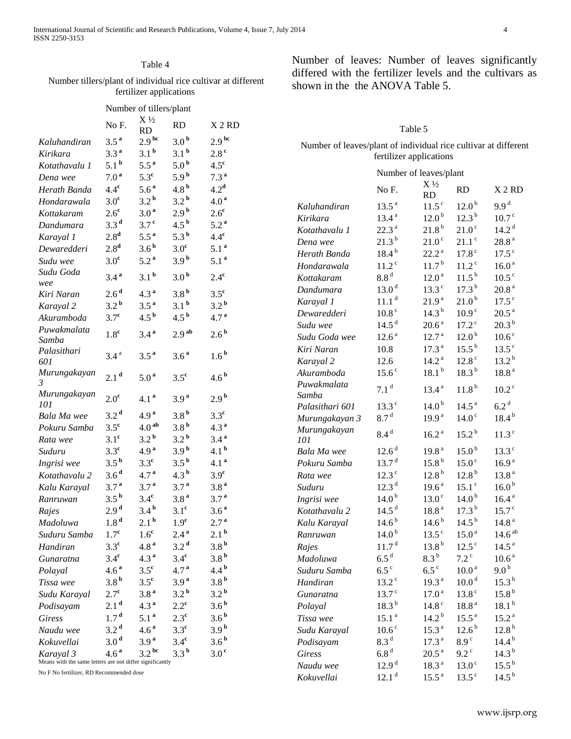Table 4

Number tillers/plant of individual rice cultivar at different fertilizer applications

| | Number of tillers/plant | | | |
|---|---|---|---|---|
| | No F. | X ½ RD | RD | X 2 RD |
| *Kaluhandiran* | 3.5 [a] | 2.9 [bc] | 3.0 [b] | 2.9 [bc] |
| *Kirikara* | 3.3 [a] | 3.1 [b] | 3.1 [b] | 2.8 [c] |
| *Kotathavalu 1* | 5.1 [b] | 5.5 [a] | 5.0 [b] | 4.5 [c] |
| *Dena wee* | 7.0 [a] | 5.3 [c] | 5.9 [b] | 7.3 [a] |
| *Herath Banda* | 4.4 [c] | 5.6 [a] | 4.8 [b] | 4.2 [d] |
| *Hondarawala* | 3.0 [c] | 3.2 [b] | 3.2 [b] | 4.0 [a] |
| *Kottakaram* | 2.6 [c] | 3.0 [a] | 2.9 [b] | 2.6 [c] |
| *Dandumara* | 3.3 [d] | 3.7 [c] | 4.5 [b] | 5.2 [a] |
| *Karayal 1* | 2.8 [d] | 5.5 [a] | 5.3 [b] | 4.4 [c] |
| *Dewaredderi* | 2.8 [d] | 3.6 [b] | 3.0 [c] | 5.1 [a] |
| *Sudu wee* | 3.0 [c] | 5.2 [a] | 3.9 [b] | 5.1 [a] |
| *Sudu Goda wee* | 3.4 [a] | 3.1 [b] | 3.0 [b] | 2.4 [c] |
| *Kiri Naran* | 2.6 [d] | 4.3 [a] | 3.8 [b] | 3.5 [c] |
| *Karayal 2* | 3.2 [b] | 3.5 [a] | 3.1 [b] | 3.2 [b] |
| *Akuramboda* | 3.7 [c] | 4.5 [b] | 4.5 [b] | 4.7 [a] |
| *Puwakmalata Samba* | 1.8 [c] | 3.4 [a] | 2.9 [ab] | 2.6 [b] |
| *Palasithari 601* | 3.4 [a] | 3.5 [a] | 3.6 [a] | 1.6 [b] |
| *Murungakayan 3* | 2.1 [d] | 5.0 [a] | 3.5 [c] | 4.6 [b] |
| *Murungakayan 101* | 2.0 [c] | 4.1 [a] | 3.9 [a] | 2.9 [b] |
| *Bala Ma wee* | 3.2 [d] | 4.9 [a] | 3.8 [b] | 3.3 [c] |
| *Pokuru Samba* | 3.5 [c] | 4.0 [ab] | 3.8 [b] | 4.3 [a] |
| *Rata wee* | 3.1 [c] | 3.2 [b] | 3.2 [b] | 3.4 [a] |
| *Suduru* | 3.3 [c] | 4.9 [a] | 3.9 [b] | 4.1 [b] |
| *Ingrisi wee* | 3.5 [b] | 3.3 [c] | 3.5 [b] | 4.1 [a] |
| *Kotathavalu 2* | 3.6 [d] | 4.7 [a] | 4.3 [b] | 3.9 [c] |
| *Kalu Karayal* | 3.7 [a] | 3.7 [a] | 3.7 [a] | 3.8 [a] |
| *Ranruwan* | 3.5 [b] | 3.4 [c] | 3.8 [a] | 3.7 [a] |
| *Rajes* | 2.9 [d] | 3.4 [b] | 3.1 [c] | 3.6 [a] |
| *Madoluwa* | 1.8 [d] | 2.1 [b] | 1.9 [c] | 2.7 [a] |
| *Suduru Samba* | 1.7 [c] | 1.6 [c] | 2.4 [a] | 2.1 [b] |
| *Handiran* | 3.3 [c] | 4.8 [a] | 3.2 [d] | 3.8 [b] |
| *Gunaratna* | 3.4 [c] | 4.3 [a] | 3.4 [c] | 3.8 [b] |
| *Polayal* | 4.6 [a] | 3.5 [c] | 4.7 [a] | 4.4 [b] |
| *Tissa wee* | 3.8 [b] | 3.5 [c] | 3.9 [a] | 3.8 [b] |
| *Sudu Karayal* | 2.7 [c] | 3.8 [a] | 3.2 [b] | 3.2 [b] |
| *Podisayam* | 2.1 [d] | 4.3 [a] | 2.2 [c] | 3.6 [b] |
| *Giress* | 1.7 [d] | 5.1 [a] | 2.3 [c] | 3.6 [b] |
| *Naudu wee* | 3.2 [d] | 4.6 [a] | 3.3 [c] | 3.9 [b] |
| *Kokuvellai* | 3.0 [d] | 3.9 [a] | 3.4 [c] | 3.6 [b] |
| *Karayal 3* | 4.6 [a] | 3.2 [bc] | 3.3 [b] | 3.0 [c] |

Means with the same letters are not differ significantly

No F No fertilizer, RD Recommended dose

Number of leaves: Number of leaves significantly differed with the fertilizer levels and the cultivars as shown in the the ANOVA Table 5.

Table 5

Number of leaves/plant of individual rice cultivar at different fertilizer applications

| | Number of leaves/plant | | | |
|---|---|---|---|---|
| | No F. | X ½ RD | RD | X 2 RD |
| *Kaluhandiran* | 13.5 [a] | 11.5 [c] | 12.0 [b] | 9.9 [d] |
| *Kirikara* | 13.4 [a] | 12.0 [b] | 12.3 [b] | 10.7 [c] |
| *Kotathavalu 1* | 22.3 [a] | 21.8 [b] | 21.0 [c] | 14.2 [d] |
| *Dena wee* | 21.3 [b] | 21.0 [c] | 21.1 [c] | 28.8 [a] |
| *Herath Banda* | 18.4 [b] | 22.2 [a] | 17.8 [c] | 17.5 [c] |
| *Hondarawala* | 11.2 [c] | 11.7 [b] | 11.2 [c] | 16.0 [a] |
| *Kottakaram* | 8.8 [d] | 12.0 [a] | 11.5 [b] | 10.5 [c] |
| *Dandumara* | 13.0 [d] | 13.3 [c] | 17.3 [b] | 20.8 [a] |
| *Karayal 1* | 11.1 [d] | 21.9 [a] | 21.0 [b] | 17.5 [c] |
| *Dewaredderi* | 10.8 [c] | 14.3 [b] | 10.9 [c] | 20.5 [a] |
| *Sudu wee* | 14.5 [d] | 20.6 [a] | 17.2 [c] | 20.3 [b] |
| *Sudu Goda wee* | 12.6 [a] | 12.7 [a] | 12.0 [b] | 10.6 [c] |
| *Kiri Naran* | 10.8 | 17.3 [a] | 15.5 [b] | 13.5 [c] |
| *Karayal 2* | 12.6 | 14.2 [a] | 12.8 [c] | 13.2 [b] |
| *Akuramboda* | 15.6 [c] | 18.1 [b] | 18.3 [b] | 18.8 [a] |
| *Puwakmalata Samba* | 7.1 [d] | 13.4 [a] | 11.8 [b] | 10.2 [c] |
| *Palasithari 601* | 13.3 [c] | 14.0 [b] | 14.5 [a] | 6.2 [d] |
| *Murungakayan 3* | 8.7 [d] | 19.9 [a] | 14.0 [c] | 18.4 [b] |
| *Murungakayan 101* | 8.4 [d] | 16.2 [a] | 15.2 [b] | 11.3 [c] |
| *Bala Ma wee* | 12.6 [d] | 19.8 [a] | 15.0 [b] | 13.3 [c] |
| *Pokuru Samba* | 13.7 [d] | 15.8 [b] | 15.0 [c] | 16.9 [a] |
| *Rata wee* | 12.3 [c] | 12.8 [b] | 12.8 [b] | 13.8 [a] |
| *Suduru* | 12.3 [d] | 19.6 [a] | 15.1 [c] | 16.0 [b] |
| *Ingrisi wee* | 14.0 [b] | 13.0 [c] | 14.0 [b] | 16.4 [a] |
| *Kotathavalu 2* | 14.5 [d] | 18.8 [a] | 17.3 [b] | 15.7 [c] |
| *Kalu Karayal* | 14.6 [b] | 14.6 [b] | 14.5 [b] | 14.8 [a] |
| *Ranruwan* | 14.0 [b] | 13.5 [c] | 15.0 [a] | 14.6 [ab] |
| *Rajes* | 11.7 [d] | 13.8 [b] | 12.5 [c] | 14.5 [a] |
| *Madoluwa* | 6.5 [d] | 8.3 [b] | 7.2 [c] | 10.6 [a] |
| *Suduru Samba* | 6.5 [c] | 6.5 [c] | 10.0 [a] | 9.0 [b] |
| *Handiran* | 13.2 [c] | 19.3 [a] | 10.0 [d] | 15.3 [b] |
| *Gunaratna* | 13.7 [c] | 17.0 [a] | 13.8 [c] | 15.8 [b] |
| *Polayal* | 18.3 [b] | 14.8 [c] | 18.8 [a] | 18.1 [b] |
| *Tissa wee* | 15.1 [a] | 14.2 [b] | 15.5 [a] | 15.2 [a] |
| *Sudu Karayal* | 10.6 [c] | 15.3 [a] | 12.6 [b] | 12.8 [b] |
| *Podisayam* | 8.3 [d] | 17.3 [a] | 8.9 [c] | 14.4 [b] |
| *Giress* | 6.8 [d] | 20.5 [a] | 9.2 [c] | 14.3 [b] |
| *Naudu wee* | 12.9 [d] | 18.3 [a] | 13.0 [c] | 15.5 [b] |
| *Kokuvellai* | 12.1 [d] | 15.5 [a] | 13.5 [c] | 14.5 [b] |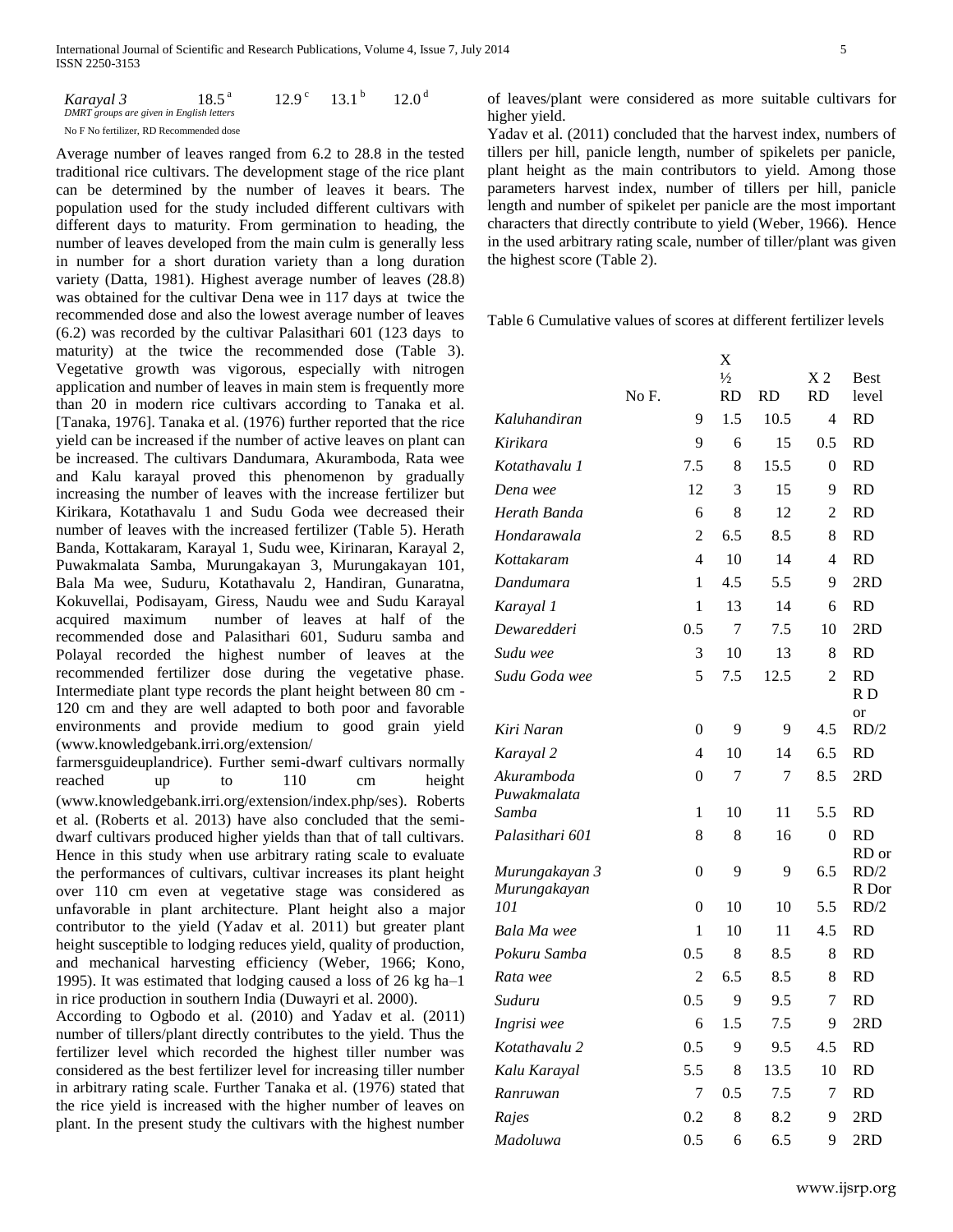| *Karayal 3* | 18.5 [a] | 12.9 [c] | 13.1 [b] | 12.0 [d] |
|---|---|---|---|---|

*DMRT groups are given in English letters*

No F No fertilizer, RD Recommended dose

Average number of leaves ranged from 6.2 to 28.8 in the tested traditional rice cultivars. The development stage of the rice plant can be determined by the number of leaves it bears. The population used for the study included different cultivars with different days to maturity. From germination to heading, the number of leaves developed from the main culm is generally less in number for a short duration variety than a long duration variety (Datta, 1981). Highest average number of leaves (28.8) was obtained for the cultivar Dena wee in 117 days at twice the recommended dose and also the lowest average number of leaves (6.2) was recorded by the cultivar Palasithari 601 (123 days to maturity) at the twice the recommended dose (Table 3). Vegetative growth was vigorous, especially with nitrogen application and number of leaves in main stem is frequently more than 20 in modern rice cultivars according to Tanaka et al. [Tanaka, 1976]. Tanaka et al. (1976) further reported that the rice yield can be increased if the number of active leaves on plant can be increased. The cultivars Dandumara, Akuramboda, Rata wee and Kalu karayal proved this phenomenon by gradually increasing the number of leaves with the increase fertilizer but Kirikara, Kotathavalu 1 and Sudu Goda wee decreased their number of leaves with the increased fertilizer (Table 5). Herath Banda, Kottakaram, Karayal 1, Sudu wee, Kirinaran, Karayal 2, Puwakmalata Samba, Murungakayan 3, Murungakayan 101, Bala Ma wee, Suduru, Kotathavalu 2, Handiran, Gunaratna, Kokuvellai, Podisayam, Giress, Naudu wee and Sudu Karayal acquired maximum number of leaves at half of the recommended dose and Palasithari 601, Suduru samba and Polayal recorded the highest number of leaves at the recommended fertilizer dose during the vegetative phase. Intermediate plant type records the plant height between 80 cm - 120 cm and they are well adapted to both poor and favorable environments and provide medium to good grain yield (www.knowledgebank.irri.org/extension/farmersguideuplandrice). Further semi-dwarf cultivars normally reached up to 110 cm height (www.knowledgebank.irri.org/extension/index.php/ses). Roberts et al. (Roberts et al. 2013) have also concluded that the semi-dwarf cultivars produced higher yields than that of tall cultivars. Hence in this study when use arbitrary rating scale to evaluate the performances of cultivars, cultivar increases its plant height over 110 cm even at vegetative stage was considered as unfavorable in plant architecture. Plant height also a major contributor to the yield (Yadav et al. 2011) but greater plant height susceptible to lodging reduces yield, quality of production, and mechanical harvesting efficiency (Weber, 1966; Kono, 1995). It was estimated that lodging caused a loss of 26 kg ha–1 in rice production in southern India (Duwayri et al. 2000).

According to Ogbodo et al. (2010) and Yadav et al. (2011) number of tillers/plant directly contributes to the yield. Thus the fertilizer level which recorded the highest tiller number was considered as the best fertilizer level for increasing tiller number in arbitrary rating scale. Further Tanaka et al. (1976) stated that the rice yield is increased with the higher number of leaves on plant. In the present study the cultivars with the highest number of leaves/plant were considered as more suitable cultivars for higher yield.

Yadav et al. (2011) concluded that the harvest index, numbers of tillers per hill, panicle length, number of spikelets per panicle, plant height as the main contributors to yield. Among those parameters harvest index, number of tillers per hill, panicle length and number of spikelet per panicle are the most important characters that directly contribute to yield (Weber, 1966). Hence in the used arbitrary rating scale, number of tiller/plant was given the highest score (Table 2).

Table 6 Cumulative values of scores at different fertilizer levels

| | No F. | X ½ RD | RD | X 2 RD | Best level |
|---|---|---|---|---|---|
| *Kaluhandiran* | 9 | 1.5 | 10.5 | 4 | RD |
| *Kirikara* | 9 | 6 | 15 | 0.5 | RD |
| *Kotathavalu 1* | 7.5 | 8 | 15.5 | 0 | RD |
| *Dena wee* | 12 | 3 | 15 | 9 | RD |
| *Herath Banda* | 6 | 8 | 12 | 2 | RD |
| *Hondarawala* | 2 | 6.5 | 8.5 | 8 | RD |
| *Kottakaram* | 4 | 10 | 14 | 4 | RD |
| *Dandumara* | 1 | 4.5 | 5.5 | 9 | 2RD |
| *Karayal 1* | 1 | 13 | 14 | 6 | RD |
| *Dewaredderi* | 0.5 | 7 | 7.5 | 10 | 2RD |
| *Sudu wee* | 3 | 10 | 13 | 8 | RD |
| *Sudu Goda wee* | 5 | 7.5 | 12.5 | 2 | RD |
| *Kiri Naran* | 0 | 9 | 9 | 4.5 | R D or RD/2 |
| *Karayal 2* | 4 | 10 | 14 | 6.5 | RD |
| *Akuramboda* | 0 | 7 | 7 | 8.5 | 2RD |
| *Puwakmalata Samba* | 1 | 10 | 11 | 5.5 | RD |
| *Palasithari 601* | 8 | 8 | 16 | 0 | RD |
| *Murungakayan 3* | 0 | 9 | 9 | 6.5 | RD or RD/2 |
| *Murungakayan 101* | 0 | 10 | 10 | 5.5 | R Dor RD/2 |
| *Bala Ma wee* | 1 | 10 | 11 | 4.5 | RD |
| *Pokuru Samba* | 0.5 | 8 | 8.5 | 8 | RD |
| *Rata wee* | 2 | 6.5 | 8.5 | 8 | RD |
| *Suduru* | 0.5 | 9 | 9.5 | 7 | RD |
| *Ingrisi wee* | 6 | 1.5 | 7.5 | 9 | 2RD |
| *Kotathavalu 2* | 0.5 | 9 | 9.5 | 4.5 | RD |
| *Kalu Karayal* | 5.5 | 8 | 13.5 | 10 | RD |
| *Ranruwan* | 7 | 0.5 | 7.5 | 7 | RD |
| *Rajes* | 0.2 | 8 | 8.2 | 9 | 2RD |
| *Madoluwa* | 0.5 | 6 | 6.5 | 9 | 2RD |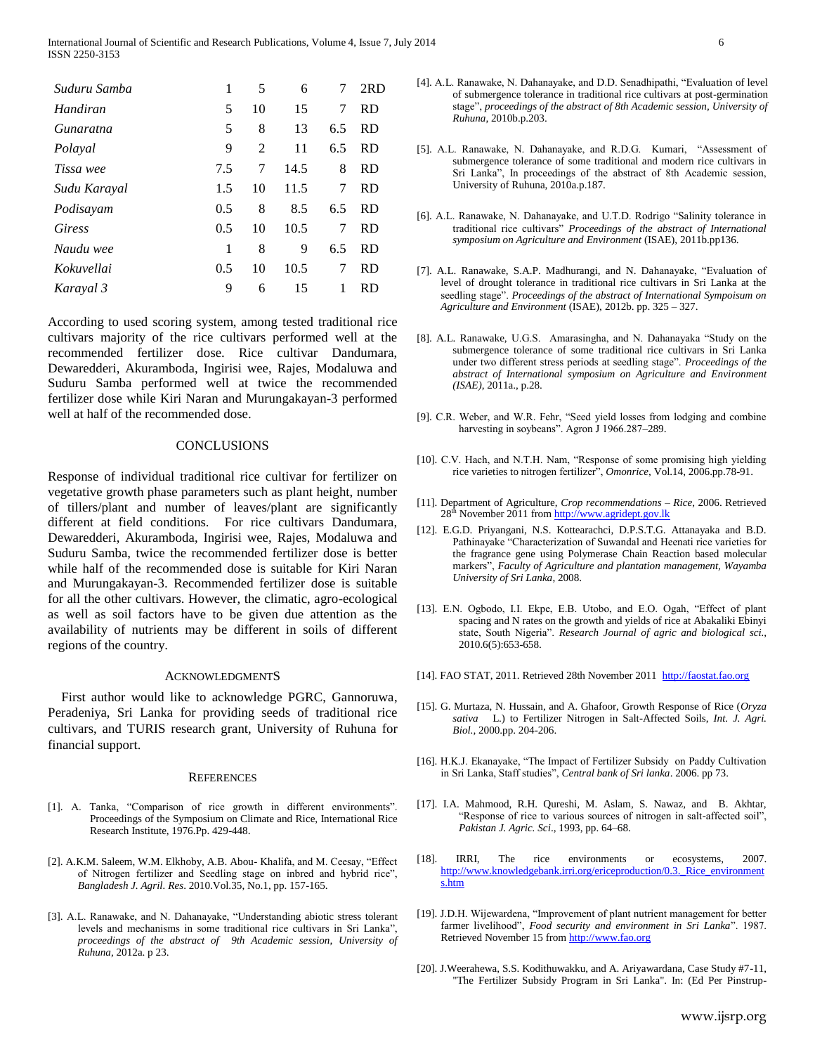| | | | | | |
|---|---|---|---|---|---|
| *Suduru Samba* | 1 | 5 | 6 | 7 | 2RD |
| *Handiran* | 5 | 10 | 15 | 7 | RD |
| *Gunaratna* | 5 | 8 | 13 | 6.5 | RD |
| *Polayal* | 9 | 2 | 11 | 6.5 | RD |
| *Tissa wee* | 7.5 | 7 | 14.5 | 8 | RD |
| *Sudu Karayal* | 1.5 | 10 | 11.5 | 7 | RD |
| *Podisayam* | 0.5 | 8 | 8.5 | 6.5 | RD |
| *Giress* | 0.5 | 10 | 10.5 | 7 | RD |
| *Naudu wee* | 1 | 8 | 9 | 6.5 | RD |
| *Kokuvellai* | 0.5 | 10 | 10.5 | 7 | RD |
| *Karayal 3* | 9 | 6 | 15 | 1 | RD |

According to used scoring system, among tested traditional rice cultivars majority of the rice cultivars performed well at the recommended fertilizer dose. Rice cultivar Dandumara, Dewaredderi, Akuramboda, Ingirisi wee, Rajes, Modaluwa and Suduru Samba performed well at twice the recommended fertilizer dose while Kiri Naran and Murungakayan-3 performed well at half of the recommended dose.

## CONCLUSIONS

Response of individual traditional rice cultivar for fertilizer on vegetative growth phase parameters such as plant height, number of tillers/plant and number of leaves/plant are significantly different at field conditions. For rice cultivars Dandumara, Dewaredderi, Akuramboda, Ingirisi wee, Rajes, Modaluwa and Suduru Samba, twice the recommended fertilizer dose is better while half of the recommended dose is suitable for Kiri Naran and Murungakayan-3. Recommended fertilizer dose is suitable for all the other cultivars. However, the climatic, agro-ecological as well as soil factors have to be given due attention as the availability of nutrients may be different in soils of different regions of the country.

## ACKNOWLEDGMENTS

First author would like to acknowledge PGRC, Gannoruwa, Peradeniya, Sri Lanka for providing seeds of traditional rice cultivars, and TURIS research grant, University of Ruhuna for financial support.

## REFERENCES

[1]. A. Tanka, "Comparison of rice growth in different environments". Proceedings of the Symposium on Climate and Rice, International Rice Research Institute, 1976.Pp. 429-448.

[2]. A.K.M. Saleem, W.M. Elkhoby, A.B. Abou- Khalifa, and M. Ceesay, "Effect of Nitrogen fertilizer and Seedling stage on inbred and hybrid rice", *Bangladesh J. Agril. Res*. 2010.Vol.35, No.1, pp. 157-165.

[3]. A.L. Ranawake, and N. Dahanayake, "Understanding abiotic stress tolerant levels and mechanisms in some traditional rice cultivars in Sri Lanka", *proceedings of the abstract of 9th Academic session, University of Ruhuna*, 2012a. p 23.

[4]. A.L. Ranawake, N. Dahanayake, and D.D. Senadhipathi, "Evaluation of level of submergence tolerance in traditional rice cultivars at post-germination stage", *proceedings of the abstract of 8th Academic session, University of Ruhuna,* 2010b.p.203.

[5]. A.L. Ranawake, N. Dahanayake, and R.D.G. Kumari, "Assessment of submergence tolerance of some traditional and modern rice cultivars in Sri Lanka", In proceedings of the abstract of 8th Academic session, University of Ruhuna, 2010a.p.187.

[6]. A.L. Ranawake, N. Dahanayake, and U.T.D. Rodrigo "Salinity tolerance in traditional rice cultivars" *Proceedings of the abstract of International symposium on Agriculture and Environment* (ISAE), 2011b.pp136.

[7]. A.L. Ranawake, S.A.P. Madhurangi, and N. Dahanayake, "Evaluation of level of drought tolerance in traditional rice cultivars in Sri Lanka at the seedling stage". *Proceedings of the abstract of International Sympoisum on Agriculture and Environment* (ISAE), 2012b. pp. 325 – 327.

[8]. A.L. Ranawake, U.G.S. Amarasingha, and N. Dahanayaka "Study on the submergence tolerance of some traditional rice cultivars in Sri Lanka under two different stress periods at seedling stage". *Proceedings of the abstract of International symposium on Agriculture and Environment (ISAE)*, 2011a., p.28.

[9]. C.R. Weber, and W.R. Fehr, "Seed yield losses from lodging and combine harvesting in soybeans". Agron J 1966.287–289.

[10]. C.V. Hach, and N.T.H. Nam, "Response of some promising high yielding rice varieties to nitrogen fertilizer", *Omonrice*, Vol.14, 2006.pp.78-91.

[11]. Department of Agriculture, *Crop recommendations – Rice*, 2006. Retrieved 28th November 2011 from http://www.agridept.gov.lk

[12]. E.G.D. Priyangani, N.S. Kottearachci, D.P.S.T.G. Attanayaka and B.D. Pathinayake "Characterization of Suwandal and Heenati rice varieties for the fragrance gene using Polymerase Chain Reaction based molecular markers", *Faculty of Agriculture and plantation management, Wayamba University of Sri Lanka*, 2008.

[13]. E.N. Ogbodo, I.I. Ekpe, E.B. Utobo, and E.O. Ogah, "Effect of plant spacing and N rates on the growth and yields of rice at Abakaliki Ebinyi state, South Nigeria". *Research Journal of agric and biological sci.,* 2010.6(5):653-658.

[14]. FAO STAT, 2011. Retrieved 28th November 2011 http://faostat.fao.org

[15]. G. Murtaza, N. Hussain, and A. Ghafoor, Growth Response of Rice (*Oryza sativa* L.) to Fertilizer Nitrogen in Salt-Affected Soils, *Int. J. Agri. Biol.,* 2000.pp. 204-206.

[16]. H.K.J. Ekanayake, "The Impact of Fertilizer Subsidy on Paddy Cultivation in Sri Lanka, Staff studies", *Central bank of Sri lanka*. 2006. pp 73.

[17]. I.A. Mahmood, R.H. Qureshi, M. Aslam, S. Nawaz, and B. Akhtar, "Response of rice to various sources of nitrogen in salt-affected soil", *Pakistan J. Agric. Sci*., 1993, pp. 64–68.

[18]. IRRI, The rice environments or ecosystems, 2007. http://www.knowledgebank.irri.org/ericeproduction/0.3._Rice_environments.htm

[19]. J.D.H. Wijewardena, "Improvement of plant nutrient management for better farmer livelihood", *Food security and environment in Sri Lanka*". 1987. Retrieved November 15 from http://www.fao.org

[20]. J.Weerahewa, S.S. Kodithuwakku, and A. Ariyawardana, Case Study #7-11, "The Fertilizer Subsidy Program in Sri Lanka". In: (Ed Per Pinstrup-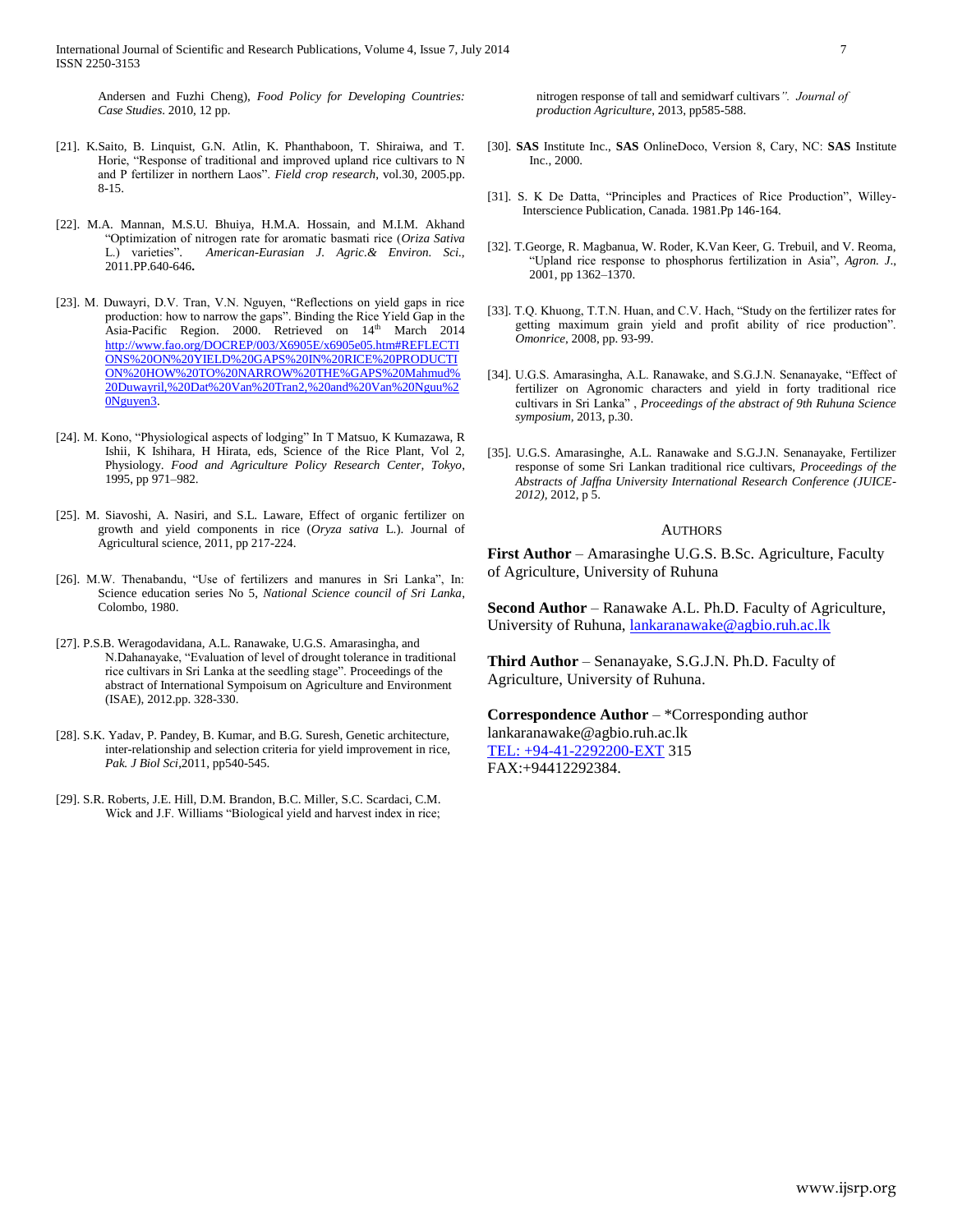Andersen and Fuzhi Cheng), *Food Policy for Developing Countries: Case Studies*. 2010, 12 pp.

[21]. K.Saito, B. Linquist, G.N. Atlin, K. Phanthaboon, T. Shiraiwa, and T. Horie, "Response of traditional and improved upland rice cultivars to N and P fertilizer in northern Laos". *Field crop research*, vol.30, 2005.pp. 8-15.

[22]. M.A. Mannan, M.S.U. Bhuiya, H.M.A. Hossain, and M.I.M. Akhand "Optimization of nitrogen rate for aromatic basmati rice (*Oriza Sativa* L.) varieties". *American-Eurasian J. Agric.& Environ. Sci.*, 2011.PP.640-646**.**

[23]. M. Duwayri, D.V. Tran, V.N. Nguyen, "Reflections on yield gaps in rice production: how to narrow the gaps". Binding the Rice Yield Gap in the Asia-Pacific Region. 2000. Retrieved on 14th March 2014 http://www.fao.org/DOCREP/003/X6905E/x6905e05.htm#REFLECTIONS%20ON%20YIELD%20GAPS%20IN%20RICE%20PRODUCTION%20HOW%20TO%20NARROW%20THE%20GAPS%20Mahmud%20Duwayril,%20Dat%20Van%20Tran2,%20and%20Van%20Nguu%20Nguyen3.

[24]. M. Kono, "Physiological aspects of lodging" In T Matsuo, K Kumazawa, R Ishii, K Ishihara, H Hirata, eds, Science of the Rice Plant, Vol 2, Physiology. *Food and Agriculture Policy Research Center, Tokyo*, 1995, pp 971–982.

[25]. M. Siavoshi, A. Nasiri, and S.L. Laware, Effect of organic fertilizer on growth and yield components in rice (*Oryza sativa* L.). Journal of Agricultural science, 2011, pp 217-224.

[26]. M.W. Thenabandu, "Use of fertilizers and manures in Sri Lanka", In: Science education series No 5, *National Science council of Sri Lanka*, Colombo, 1980.

[27]. P.S.B. Weragodavidana, A.L. Ranawake, U.G.S. Amarasingha, and N.Dahanayake, "Evaluation of level of drought tolerance in traditional rice cultivars in Sri Lanka at the seedling stage". Proceedings of the abstract of International Symposium on Agriculture and Environment (ISAE), 2012.pp. 328-330.

[28]. S.K. Yadav, P. Pandey, B. Kumar, and B.G. Suresh, Genetic architecture, inter-relationship and selection criteria for yield improvement in rice, *Pak. J Biol Sci*,2011, pp540-545.

[29]. S.R. Roberts, J.E. Hill, D.M. Brandon, B.C. Miller, S.C. Scardaci, C.M. Wick and J.F. Williams "Biological yield and harvest index in rice; nitrogen response of tall and semidwarf cultivars*". Journal of production Agriculture*, 2013, pp585-588.

[30]. **SAS** Institute Inc., **SAS** OnlineDoco, Version 8, Cary, NC: **SAS** Institute Inc., 2000.

[31]. S. K De Datta, "Principles and Practices of Rice Production", Willey-Interscience Publication, Canada. 1981.Pp 146-164.

[32]. T.George, R. Magbanua, W. Roder, K.Van Keer, G. Trebuil, and V. Reoma, "Upland rice response to phosphorus fertilization in Asia", *Agron. J*., 2001, pp 1362–1370.

[33]. T.Q. Khuong, T.T.N. Huan, and C.V. Hach, "Study on the fertilizer rates for getting maximum grain yield and profit ability of rice production". *Omonrice*, 2008, pp. 93-99.

[34]. U.G.S. Amarasingha, A.L. Ranawake, and S.G.J.N. Senanayake, "Effect of fertilizer on Agronomic characters and yield in forty traditional rice cultivars in Sri Lanka" , *Proceedings of the abstract of 9th Ruhuna Science symposium*, 2013, p.30.

[35]. U.G.S. Amarasinghe, A.L. Ranawake and S.G.J.N. Senanayake, Fertilizer response of some Sri Lankan traditional rice cultivars, *Proceedings of the Abstracts of Jaffna University International Research Conference (JUICE-2012)*, 2012, p 5.

## AUTHORS

**First Author** – Amarasinghe U.G.S. B.Sc. Agriculture, Faculty of Agriculture, University of Ruhuna

**Second Author** – Ranawake A.L. Ph.D. Faculty of Agriculture, University of Ruhuna, lankaranawake@agbio.ruh.ac.lk

**Third Author** – Senanayake, S.G.J.N. Ph.D. Faculty of Agriculture, University of Ruhuna.

**Correspondence Author** – *Corresponding author lankaranawake@agbio.ruh.ac.lk
TEL: +94-41-2292200-EXT 315
FAX:+94412292384.